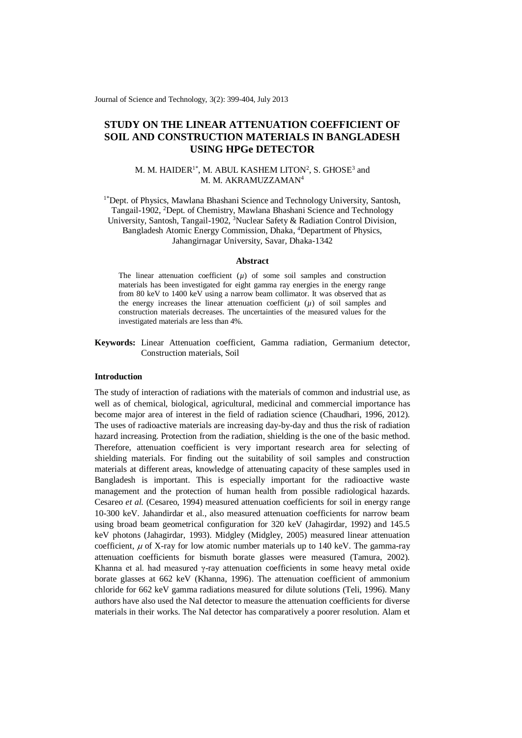# STUDY ON THE LINEAR ATTENUATION COEFFICIENT OF SOIL AND CONSTRUCTION MATERIALS IN BANGLADESH USING HPGe DETECTOR

M. M. HAIDER[1*], M. ABUL KASHEM LITON[2], S. GHOSE[3] and M. M. AKRAMUZZAMAN[4]

[1*]Dept. of Physics, Mawlana Bhashani Science and Technology University, Santosh, Tangail-1902, [2]Dept. of Chemistry, Mawlana Bhashani Science and Technology University, Santosh, Tangail-1902, [3]Nuclear Safety & Radiation Control Division, Bangladesh Atomic Energy Commission, Dhaka, [4]Department of Physics, Jahangirnagar University, Savar, Dhaka-1342

### Abstract

The linear attenuation coefficient ($\mu$) of some soil samples and construction materials has been investigated for eight gamma ray energies in the energy range from 80 keV to 1400 keV using a narrow beam collimator. It was observed that as the energy increases the linear attenuation coefficient ($\mu$) of soil samples and construction materials decreases. The uncertainties of the measured values for the investigated materials are less than 4%.

**Keywords:** Linear Attenuation coefficient, Gamma radiation, Germanium detector, Construction materials, Soil

## Introduction

The study of interaction of radiations with the materials of common and industrial use, as well as of chemical, biological, agricultural, medicinal and commercial importance has become major area of interest in the field of radiation science (Chaudhari, 1996, 2012). The uses of radioactive materials are increasing day-by-day and thus the risk of radiation hazard increasing. Protection from the radiation, shielding is the one of the basic method. Therefore, attenuation coefficient is very important research area for selecting of shielding materials. For finding out the suitability of soil samples and construction materials at different areas, knowledge of attenuating capacity of these samples used in Bangladesh is important. This is especially important for the radioactive waste management and the protection of human health from possible radiological hazards. Cesareo *et al.* (Cesareo, 1994) measured attenuation coefficients for soil in energy range 10-300 keV. Jahandirdar et al., also measured attenuation coefficients for narrow beam using broad beam geometrical configuration for 320 keV (Jahagirdar, 1992) and 145.5 keV photons (Jahagirdar, 1993). Midgley (Midgley, 2005) measured linear attenuation coefficient, $\mu$ of X-ray for low atomic number materials up to 140 keV. The gamma-ray attenuation coefficients for bismuth borate glasses were measured (Tamura, 2002). Khanna et al. had measured γ-ray attenuation coefficients in some heavy metal oxide borate glasses at 662 keV (Khanna, 1996). The attenuation coefficient of ammonium chloride for 662 keV gamma radiations measured for dilute solutions (Teli, 1996). Many authors have also used the NaI detector to measure the attenuation coefficients for diverse materials in their works. The NaI detector has comparatively a poorer resolution. Alam et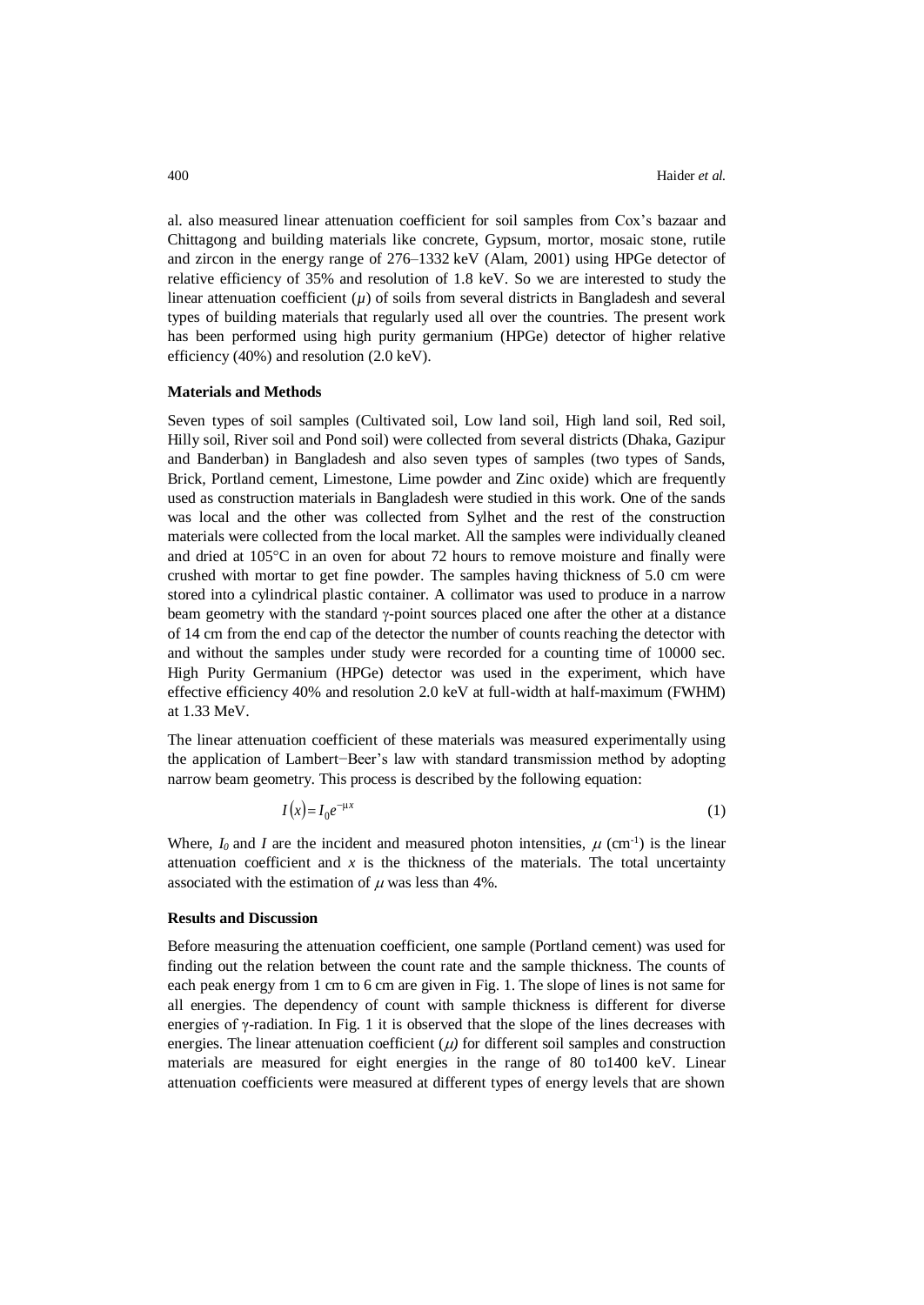al. also measured linear attenuation coefficient for soil samples from Cox's bazaar and Chittagong and building materials like concrete, Gypsum, mortor, mosaic stone, rutile and zircon in the energy range of 276–1332 keV (Alam, 2001) using HPGe detector of relative efficiency of 35% and resolution of 1.8 keV. So we are interested to study the linear attenuation coefficient ($\mu$) of soils from several districts in Bangladesh and several types of building materials that regularly used all over the countries. The present work has been performed using high purity germanium (HPGe) detector of higher relative efficiency (40%) and resolution (2.0 keV).

### Materials and Methods

Seven types of soil samples (Cultivated soil, Low land soil, High land soil, Red soil, Hilly soil, River soil and Pond soil) were collected from several districts (Dhaka, Gazipur and Banderban) in Bangladesh and also seven types of samples (two types of Sands, Brick, Portland cement, Limestone, Lime powder and Zinc oxide) which are frequently used as construction materials in Bangladesh were studied in this work. One of the sands was local and the other was collected from Sylhet and the rest of the construction materials were collected from the local market. All the samples were individually cleaned and dried at 105°C in an oven for about 72 hours to remove moisture and finally were crushed with mortar to get fine powder. The samples having thickness of 5.0 cm were stored into a cylindrical plastic container. A collimator was used to produce in a narrow beam geometry with the standard γ-point sources placed one after the other at a distance of 14 cm from the end cap of the detector the number of counts reaching the detector with and without the samples under study were recorded for a counting time of 10000 sec. High Purity Germanium (HPGe) detector was used in the experiment, which have effective efficiency 40% and resolution 2.0 keV at full-width at half-maximum (FWHM) at 1.33 MeV.

The linear attenuation coefficient of these materials was measured experimentally using the application of Lambert−Beer's law with standard transmission method by adopting narrow beam geometry. This process is described by the following equation:

$$I(x) = I_0 e^{-\mu x} \tag{1}$$

Where, $I_0$ and $I$ are the incident and measured photon intensities, $\mu$ ($cm^{-1}$) is the linear attenuation coefficient and $x$ is the thickness of the materials. The total uncertainty associated with the estimation of $\mu$ was less than 4%.

### Results and Discussion

Before measuring the attenuation coefficient, one sample (Portland cement) was used for finding out the relation between the count rate and the sample thickness. The counts of each peak energy from 1 cm to 6 cm are given in Fig. 1. The slope of lines is not same for all energies. The dependency of count with sample thickness is different for diverse energies of γ-radiation. In Fig. 1 it is observed that the slope of the lines decreases with energies. The linear attenuation coefficient ($\mu$) for different soil samples and construction materials are measured for eight energies in the range of 80 to1400 keV. Linear attenuation coefficients were measured at different types of energy levels that are shown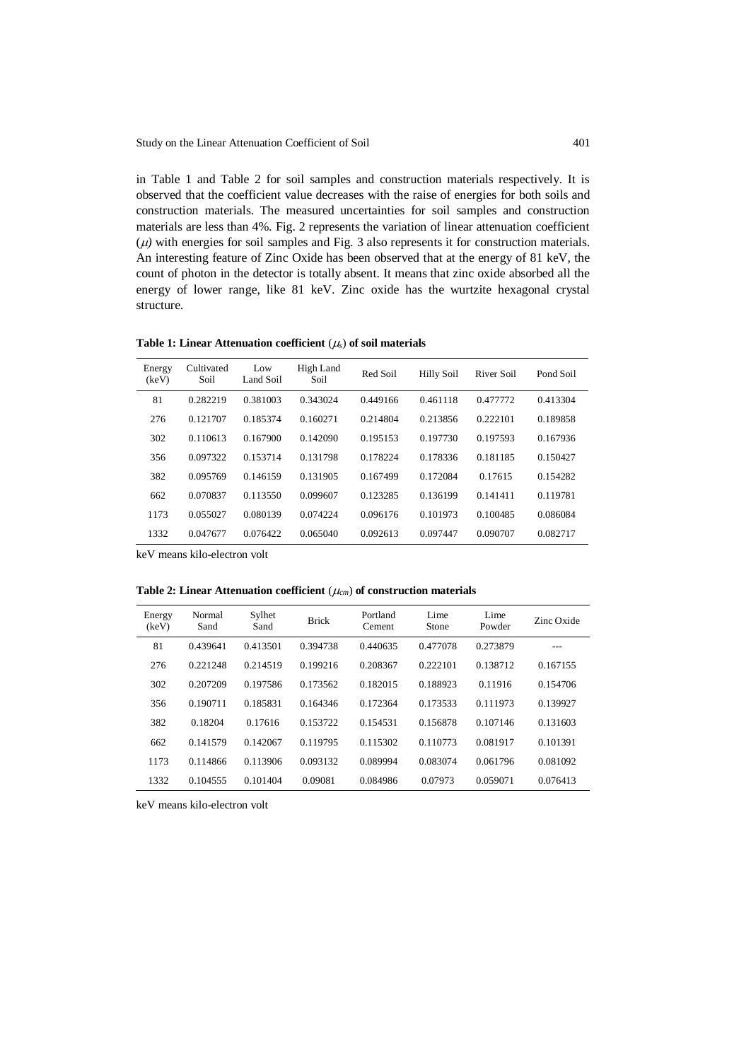in Table 1 and Table 2 for soil samples and construction materials respectively. It is observed that the coefficient value decreases with the raise of energies for both soils and construction materials. The measured uncertainties for soil samples and construction materials are less than 4%. Fig. 2 represents the variation of linear attenuation coefficient ($\mu$) with energies for soil samples and Fig. 3 also represents it for construction materials. An interesting feature of Zinc Oxide has been observed that at the energy of 81 keV, the count of photon in the detector is totally absent. It means that zinc oxide absorbed all the energy of lower range, like 81 keV. Zinc oxide has the wurtzite hexagonal crystal structure.

**Table 1: Linear Attenuation coefficient ($\mu_s$) of soil materials**

| Energy (keV) | Cultivated Soil | Low Land Soil | High Land Soil | Red Soil | Hilly Soil | River Soil | Pond Soil |
|---|---|---|---|---|---|---|---|
| 81 | 0.282219 | 0.381003 | 0.343024 | 0.449166 | 0.461118 | 0.477772 | 0.413304 |
| 276 | 0.121707 | 0.185374 | 0.160271 | 0.214804 | 0.213856 | 0.222101 | 0.189858 |
| 302 | 0.110613 | 0.167900 | 0.142090 | 0.195153 | 0.197730 | 0.197593 | 0.167936 |
| 356 | 0.097322 | 0.153714 | 0.131798 | 0.178224 | 0.178336 | 0.181185 | 0.150427 |
| 382 | 0.095769 | 0.146159 | 0.131905 | 0.167499 | 0.172084 | 0.17615 | 0.154282 |
| 662 | 0.070837 | 0.113550 | 0.099607 | 0.123285 | 0.136199 | 0.141411 | 0.119781 |
| 1173 | 0.055027 | 0.080139 | 0.074224 | 0.096176 | 0.101973 | 0.100485 | 0.086084 |
| 1332 | 0.047677 | 0.076422 | 0.065040 | 0.092613 | 0.097447 | 0.090707 | 0.082717 |

keV means kilo-electron volt

**Table 2: Linear Attenuation coefficient ($\mu_{cm}$) of construction materials**

| Energy (keV) | Normal Sand | Sylhet Sand | Brick | Portland Cement | Lime Stone | Lime Powder | Zinc Oxide |
|---|---|---|---|---|---|---|---|
| 81 | 0.439641 | 0.413501 | 0.394738 | 0.440635 | 0.477078 | 0.273879 | --- |
| 276 | 0.221248 | 0.214519 | 0.199216 | 0.208367 | 0.222101 | 0.138712 | 0.167155 |
| 302 | 0.207209 | 0.197586 | 0.173562 | 0.182015 | 0.188923 | 0.11916 | 0.154706 |
| 356 | 0.190711 | 0.185831 | 0.164346 | 0.172364 | 0.173533 | 0.111973 | 0.139927 |
| 382 | 0.18204 | 0.17616 | 0.153722 | 0.154531 | 0.156878 | 0.107146 | 0.131603 |
| 662 | 0.141579 | 0.142067 | 0.119795 | 0.115302 | 0.110773 | 0.081917 | 0.101391 |
| 1173 | 0.114866 | 0.113906 | 0.093132 | 0.089994 | 0.083074 | 0.061796 | 0.081092 |
| 1332 | 0.104555 | 0.101404 | 0.09081 | 0.084986 | 0.07973 | 0.059071 | 0.076413 |

keV means kilo-electron volt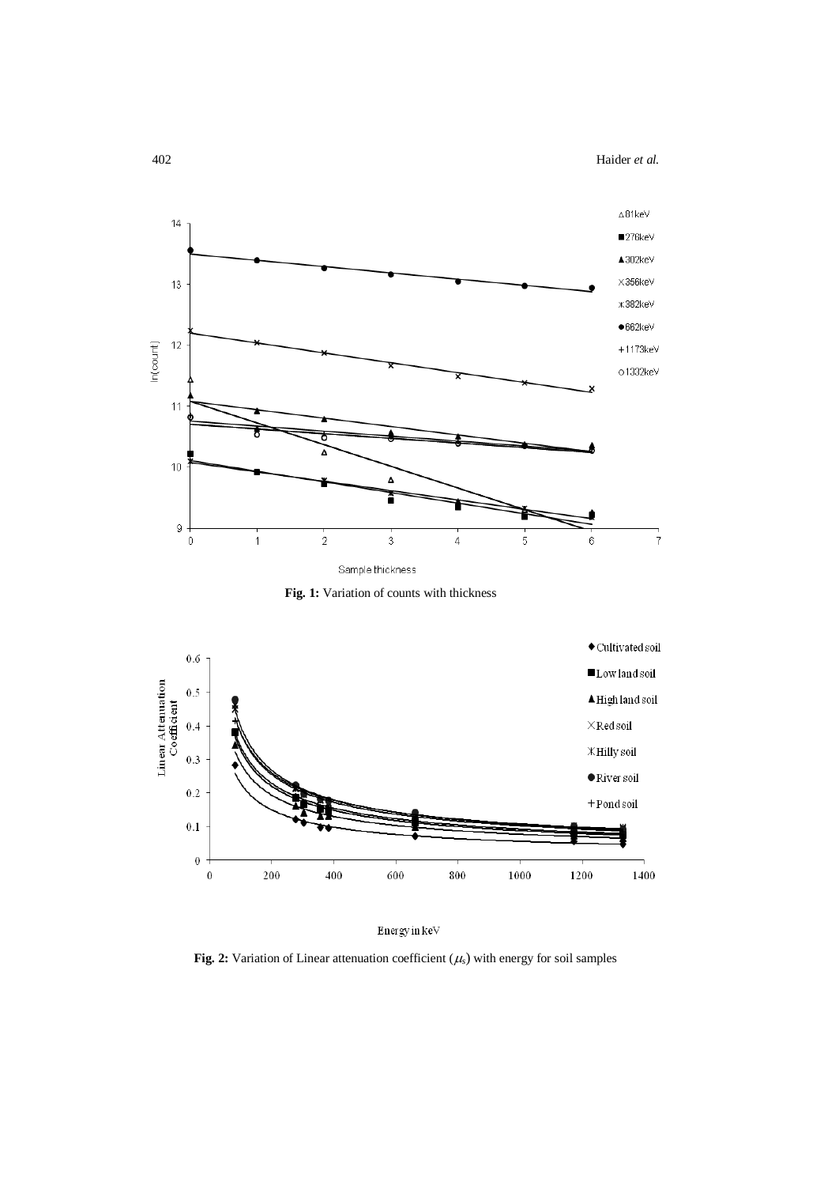**Fig. 1:** Variation of counts with thickness

**Fig. 2:** Variation of Linear attenuation coefficient ($\mu_s$) with energy for soil samples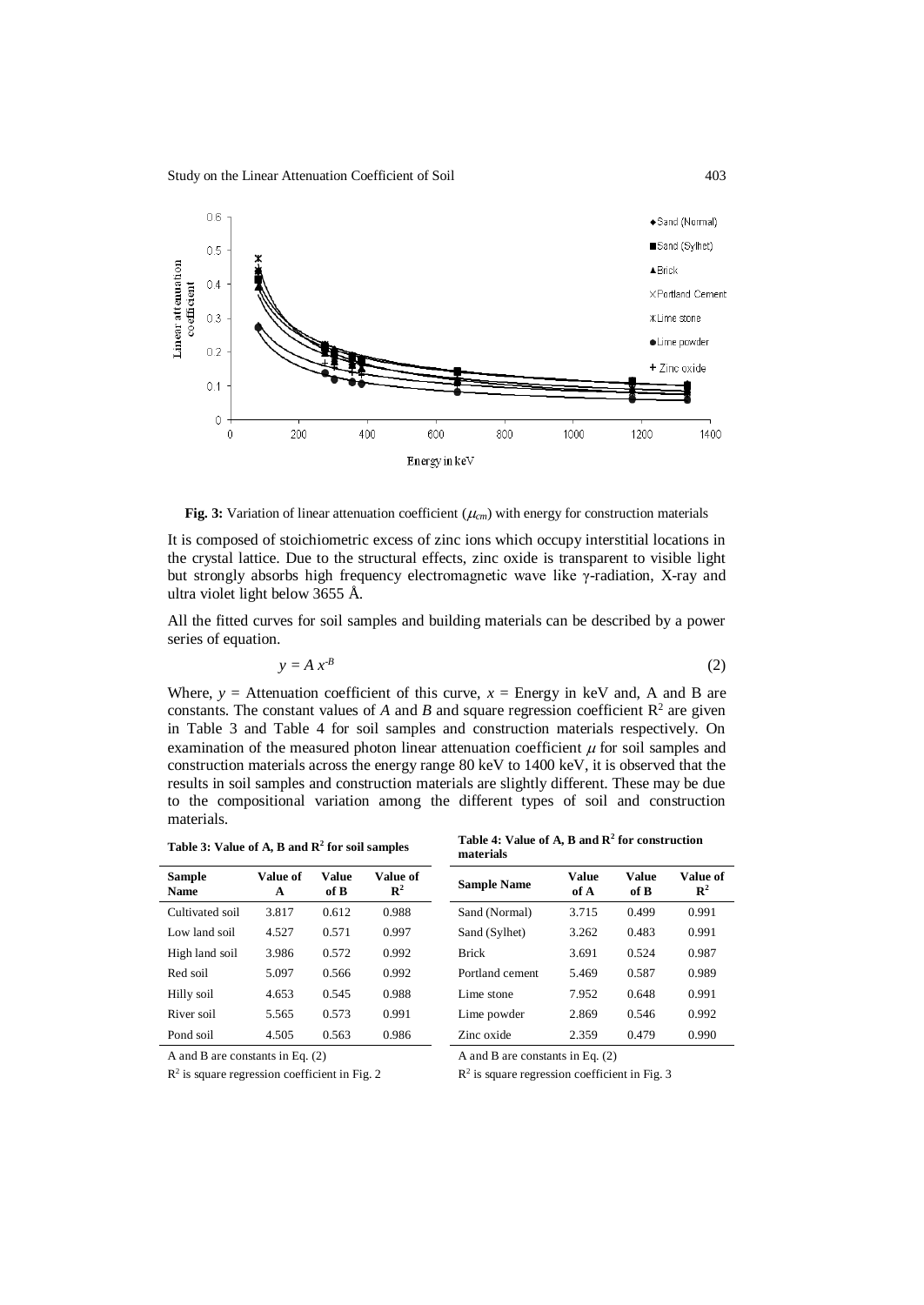**Fig. 3:** Variation of linear attenuation coefficient ($\mu_{cm}$) with energy for construction materials

It is composed of stoichiometric excess of zinc ions which occupy interstitial locations in the crystal lattice. Due to the structural effects, zinc oxide is transparent to visible light but strongly absorbs high frequency electromagnetic wave like γ-radiation, X-ray and ultra violet light below 3655 Å.

All the fitted curves for soil samples and building materials can be described by a power series of equation.

$$y = A\,x^{-B} \tag{2}$$

Where, $y$ = Attenuation coefficient of this curve, $x$ = Energy in keV and, A and B are constants. The constant values of $A$ and $B$ and square regression coefficient $R^2$ are given in Table 3 and Table 4 for soil samples and construction materials respectively. On examination of the measured photon linear attenuation coefficient $\mu$ for soil samples and construction materials across the energy range 80 keV to 1400 keV, it is observed that the results in soil samples and construction materials are slightly different. These may be due to the compositional variation among the different types of soil and construction materials.

**Table 3: Value of A, B and $R^2$ for soil samples**

| Sample Name | Value of A | Value of B | Value of $R^2$ |
|---|---|---|---|
| Cultivated soil | 3.817 | 0.612 | 0.988 |
| Low land soil | 4.527 | 0.571 | 0.997 |
| High land soil | 3.986 | 0.572 | 0.992 |
| Red soil | 5.097 | 0.566 | 0.992 |
| Hilly soil | 4.653 | 0.545 | 0.988 |
| River soil | 5.565 | 0.573 | 0.991 |
| Pond soil | 4.505 | 0.563 | 0.986 |

A and B are constants in Eq. (2)

$R^2$ is square regression coefficient in Fig. 2

**Table 4: Value of A, B and $R^2$ for construction materials**

| Sample Name | Value of A | Value of B | Value of $R^2$ |
|---|---|---|---|
| Sand (Normal) | 3.715 | 0.499 | 0.991 |
| Sand (Sylhet) | 3.262 | 0.483 | 0.991 |
| Brick | 3.691 | 0.524 | 0.987 |
| Portland cement | 5.469 | 0.587 | 0.989 |
| Lime stone | 7.952 | 0.648 | 0.991 |
| Lime powder | 2.869 | 0.546 | 0.992 |
| Zinc oxide | 2.359 | 0.479 | 0.990 |

A and B are constants in Eq. (2)

$R^2$ is square regression coefficient in Fig. 3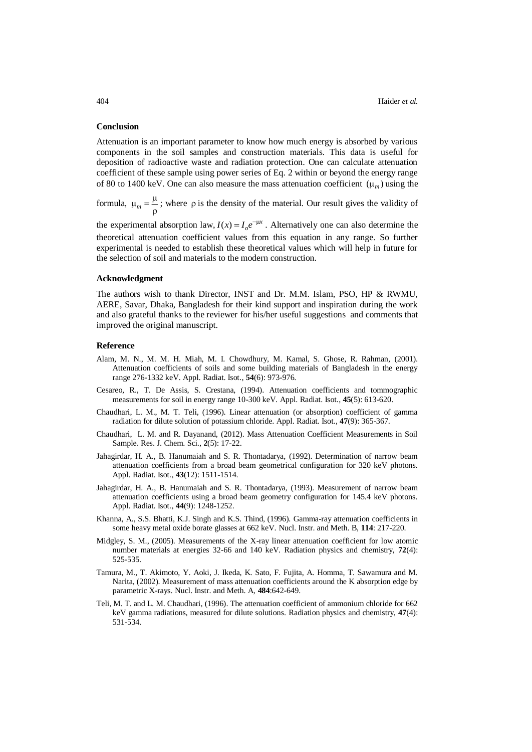## Conclusion

Attenuation is an important parameter to know how much energy is absorbed by various components in the soil samples and construction materials. This data is useful for deposition of radioactive waste and radiation protection. One can calculate attenuation coefficient of these sample using power series of Eq. 2 within or beyond the energy range of 80 to 1400 keV. One can also measure the mass attenuation coefficient $(\mu_m)$ using the formula, $\mu_m = \frac{\mu}{\rho}$; where $\rho$ is the density of the material. Our result gives the validity of the experimental absorption law, $I(x) = I_o e^{-\mu x}$. Alternatively one can also determine the theoretical attenuation coefficient values from this equation in any range. So further experimental is needed to establish these theoretical values which will help in future for the selection of soil and materials to the modern construction.

## Acknowledgment

The authors wish to thank Director, INST and Dr. M.M. Islam, PSO, HP & RWMU, AERE, Savar, Dhaka, Bangladesh for their kind support and inspiration during the work and also grateful thanks to the reviewer for his/her useful suggestions and comments that improved the original manuscript.

## Reference

Alam, M. N., M. M. H. Miah, M. I. Chowdhury, M. Kamal, S. Ghose, R. Rahman, (2001). Attenuation coefficients of soils and some building materials of Bangladesh in the energy range 276-1332 keV. Appl. Radiat. Isot., **54**(6): 973-976.

Cesareo, R., T. De Assis, S. Crestana, (1994). Attenuation coefficients and tommographic measurements for soil in energy range 10-300 keV. Appl. Radiat. Isot., **45**(5): 613-620.

Chaudhari, L. M., M. T. Teli, (1996). Linear attenuation (or absorption) coefficient of gamma radiation for dilute solution of potassium chloride. Appl. Radiat. Isot., **47**(9): 365-367.

Chaudhari, L. M. and R. Dayanand, (2012). Mass Attenuation Coefficient Measurements in Soil Sample. Res. J. Chem. Sci., **2**(5): 17-22.

Jahagirdar, H. A., B. Hanumaiah and S. R. Thontadarya, (1992). Determination of narrow beam attenuation coefficients from a broad beam geometrical configuration for 320 keV photons. Appl. Radiat. Isot., **43**(12): 1511-1514.

Jahagirdar, H. A., B. Hanumaiah and S. R. Thontadarya, (1993). Measurement of narrow beam attenuation coefficients using a broad beam geometry configuration for 145.4 keV photons. Appl. Radiat. Isot., **44**(9): 1248-1252.

Khanna, A., S.S. Bhatti, K.J. Singh and K.S. Thind, (1996). Gamma-ray attenuation coefficients in some heavy metal oxide borate glasses at 662 keV. Nucl. Instr. and Meth. B, **114**: 217-220.

Midgley, S. M., (2005). Measurements of the X-ray linear attenuation coefficient for low atomic number materials at energies 32-66 and 140 keV. Radiation physics and chemistry, **72**(4): 525-535.

Tamura, M., T. Akimoto, Y. Aoki, J. Ikeda, K. Sato, F. Fujita, A. Homma, T. Sawamura and M. Narita, (2002). Measurement of mass attenuation coefficients around the K absorption edge by parametric X-rays. Nucl. Instr. and Meth. A, **484**:642-649.

Teli, M. T. and L. M. Chaudhari, (1996). The attenuation coefficient of ammonium chloride for 662 keV gamma radiations, measured for dilute solutions. Radiation physics and chemistry, **47**(4): 531-534.